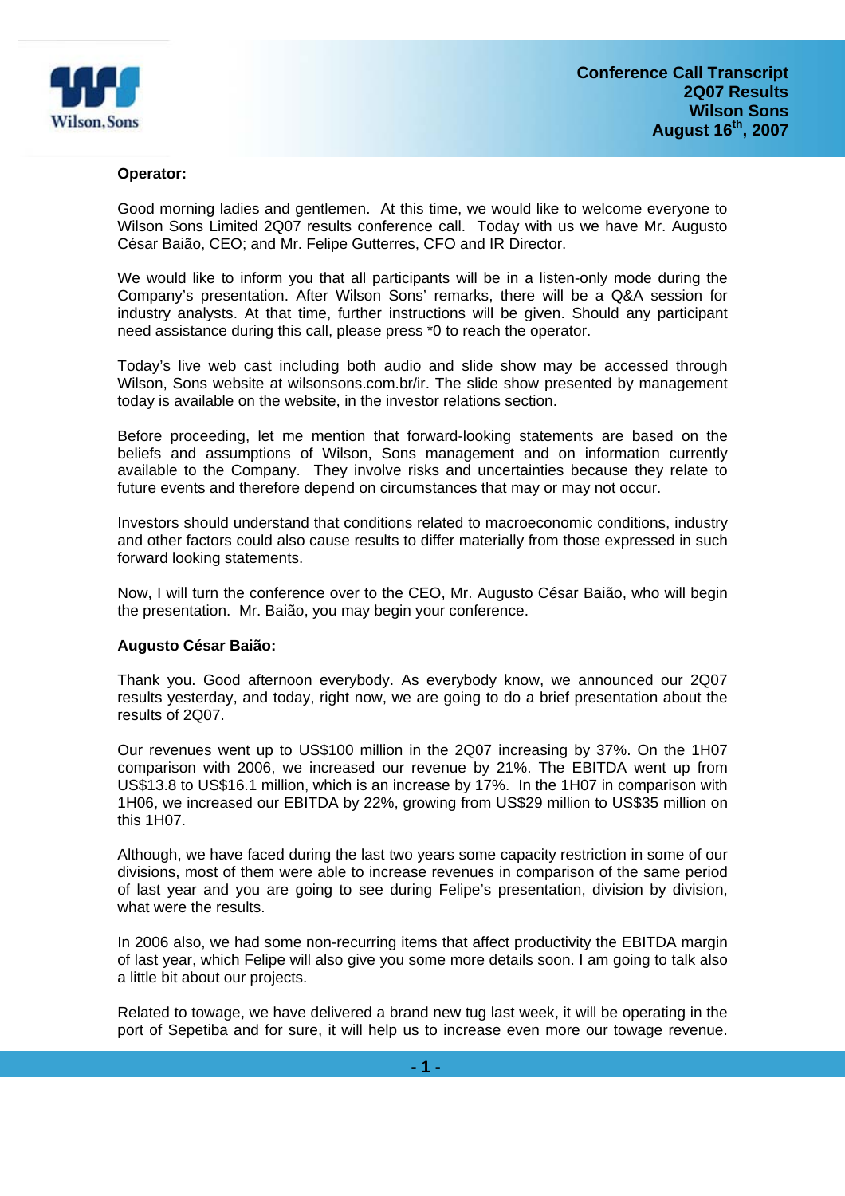**Conference Call Transcript**
**2Q07 Results**
**Wilson Sons**
**August 16th, 2007**

**Operator:**

Good morning ladies and gentlemen. At this time, we would like to welcome everyone to Wilson Sons Limited 2Q07 results conference call. Today with us we have Mr. Augusto César Baião, CEO; and Mr. Felipe Gutterres, CFO and IR Director.

We would like to inform you that all participants will be in a listen-only mode during the Company's presentation. After Wilson Sons' remarks, there will be a Q&A session for industry analysts. At that time, further instructions will be given. Should any participant need assistance during this call, please press *0 to reach the operator.

Today's live web cast including both audio and slide show may be accessed through Wilson, Sons website at wilsonsons.com.br/ir. The slide show presented by management today is available on the website, in the investor relations section.

Before proceeding, let me mention that forward-looking statements are based on the beliefs and assumptions of Wilson, Sons management and on information currently available to the Company. They involve risks and uncertainties because they relate to future events and therefore depend on circumstances that may or may not occur.

Investors should understand that conditions related to macroeconomic conditions, industry and other factors could also cause results to differ materially from those expressed in such forward looking statements.

Now, I will turn the conference over to the CEO, Mr. Augusto César Baião, who will begin the presentation. Mr. Baião, you may begin your conference.

**Augusto César Baião:**

Thank you. Good afternoon everybody. As everybody know, we announced our 2Q07 results yesterday, and today, right now, we are going to do a brief presentation about the results of 2Q07.

Our revenues went up to US$100 million in the 2Q07 increasing by 37%. On the 1H07 comparison with 2006, we increased our revenue by 21%. The EBITDA went up from US$13.8 to US$16.1 million, which is an increase by 17%. In the 1H07 in comparison with 1H06, we increased our EBITDA by 22%, growing from US$29 million to US$35 million on this 1H07.

Although, we have faced during the last two years some capacity restriction in some of our divisions, most of them were able to increase revenues in comparison of the same period of last year and you are going to see during Felipe's presentation, division by division, what were the results.

In 2006 also, we had some non-recurring items that affect productivity the EBITDA margin of last year, which Felipe will also give you some more details soon. I am going to talk also a little bit about our projects.

Related to towage, we have delivered a brand new tug last week, it will be operating in the port of Sepetiba and for sure, it will help us to increase even more our towage revenue.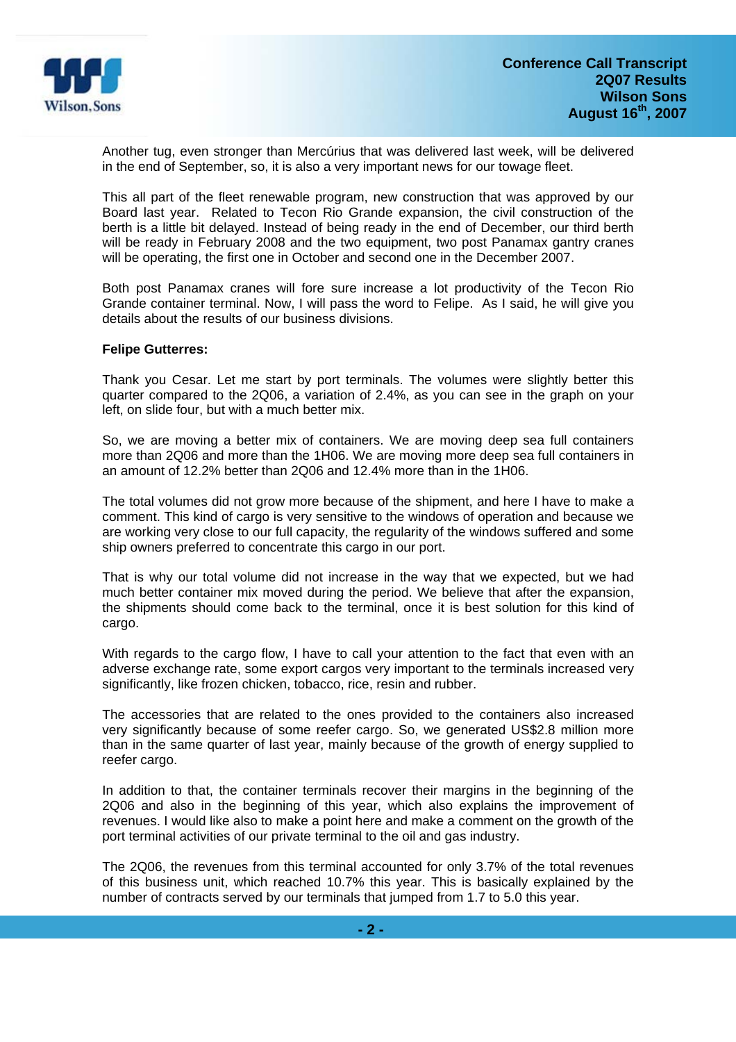Another tug, even stronger than Mercúrius that was delivered last week, will be delivered in the end of September, so, it is also a very important news for our towage fleet.

This all part of the fleet renewable program, new construction that was approved by our Board last year. Related to Tecon Rio Grande expansion, the civil construction of the berth is a little bit delayed. Instead of being ready in the end of December, our third berth will be ready in February 2008 and the two equipment, two post Panamax gantry cranes will be operating, the first one in October and second one in the December 2007.

Both post Panamax cranes will fore sure increase a lot productivity of the Tecon Rio Grande container terminal. Now, I will pass the word to Felipe. As I said, he will give you details about the results of our business divisions.

**Felipe Gutterres:**

Thank you Cesar. Let me start by port terminals. The volumes were slightly better this quarter compared to the 2Q06, a variation of 2.4%, as you can see in the graph on your left, on slide four, but with a much better mix.

So, we are moving a better mix of containers. We are moving deep sea full containers more than 2Q06 and more than the 1H06. We are moving more deep sea full containers in an amount of 12.2% better than 2Q06 and 12.4% more than in the 1H06.

The total volumes did not grow more because of the shipment, and here I have to make a comment. This kind of cargo is very sensitive to the windows of operation and because we are working very close to our full capacity, the regularity of the windows suffered and some ship owners preferred to concentrate this cargo in our port.

That is why our total volume did not increase in the way that we expected, but we had much better container mix moved during the period. We believe that after the expansion, the shipments should come back to the terminal, once it is best solution for this kind of cargo.

With regards to the cargo flow, I have to call your attention to the fact that even with an adverse exchange rate, some export cargos very important to the terminals increased very significantly, like frozen chicken, tobacco, rice, resin and rubber.

The accessories that are related to the ones provided to the containers also increased very significantly because of some reefer cargo. So, we generated US$2.8 million more than in the same quarter of last year, mainly because of the growth of energy supplied to reefer cargo.

In addition to that, the container terminals recover their margins in the beginning of the 2Q06 and also in the beginning of this year, which also explains the improvement of revenues. I would like also to make a point here and make a comment on the growth of the port terminal activities of our private terminal to the oil and gas industry.

The 2Q06, the revenues from this terminal accounted for only 3.7% of the total revenues of this business unit, which reached 10.7% this year. This is basically explained by the number of contracts served by our terminals that jumped from 1.7 to 5.0 this year.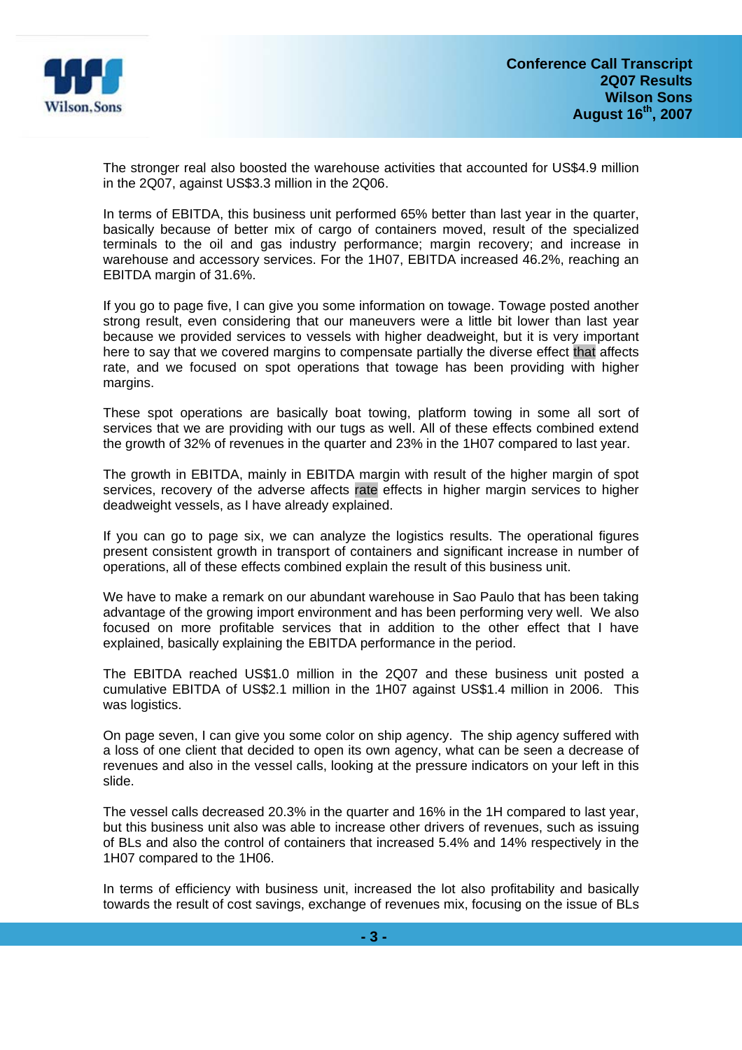The stronger real also boosted the warehouse activities that accounted for US$4.9 million in the 2Q07, against US$3.3 million in the 2Q06.

In terms of EBITDA, this business unit performed 65% better than last year in the quarter, basically because of better mix of cargo of containers moved, result of the specialized terminals to the oil and gas industry performance; margin recovery; and increase in warehouse and accessory services. For the 1H07, EBITDA increased 46.2%, reaching an EBITDA margin of 31.6%.

If you go to page five, I can give you some information on towage. Towage posted another strong result, even considering that our maneuvers were a little bit lower than last year because we provided services to vessels with higher deadweight, but it is very important here to say that we covered margins to compensate partially the diverse effect that affects rate, and we focused on spot operations that towage has been providing with higher margins.

These spot operations are basically boat towing, platform towing in some all sort of services that we are providing with our tugs as well. All of these effects combined extend the growth of 32% of revenues in the quarter and 23% in the 1H07 compared to last year.

The growth in EBITDA, mainly in EBITDA margin with result of the higher margin of spot services, recovery of the adverse affects rate effects in higher margin services to higher deadweight vessels, as I have already explained.

If you can go to page six, we can analyze the logistics results. The operational figures present consistent growth in transport of containers and significant increase in number of operations, all of these effects combined explain the result of this business unit.

We have to make a remark on our abundant warehouse in Sao Paulo that has been taking advantage of the growing import environment and has been performing very well. We also focused on more profitable services that in addition to the other effect that I have explained, basically explaining the EBITDA performance in the period.

The EBITDA reached US$1.0 million in the 2Q07 and these business unit posted a cumulative EBITDA of US$2.1 million in the 1H07 against US$1.4 million in 2006. This was logistics.

On page seven, I can give you some color on ship agency. The ship agency suffered with a loss of one client that decided to open its own agency, what can be seen a decrease of revenues and also in the vessel calls, looking at the pressure indicators on your left in this slide.

The vessel calls decreased 20.3% in the quarter and 16% in the 1H compared to last year, but this business unit also was able to increase other drivers of revenues, such as issuing of BLs and also the control of containers that increased 5.4% and 14% respectively in the 1H07 compared to the 1H06.

In terms of efficiency with business unit, increased the lot also profitability and basically towards the result of cost savings, exchange of revenues mix, focusing on the issue of BLs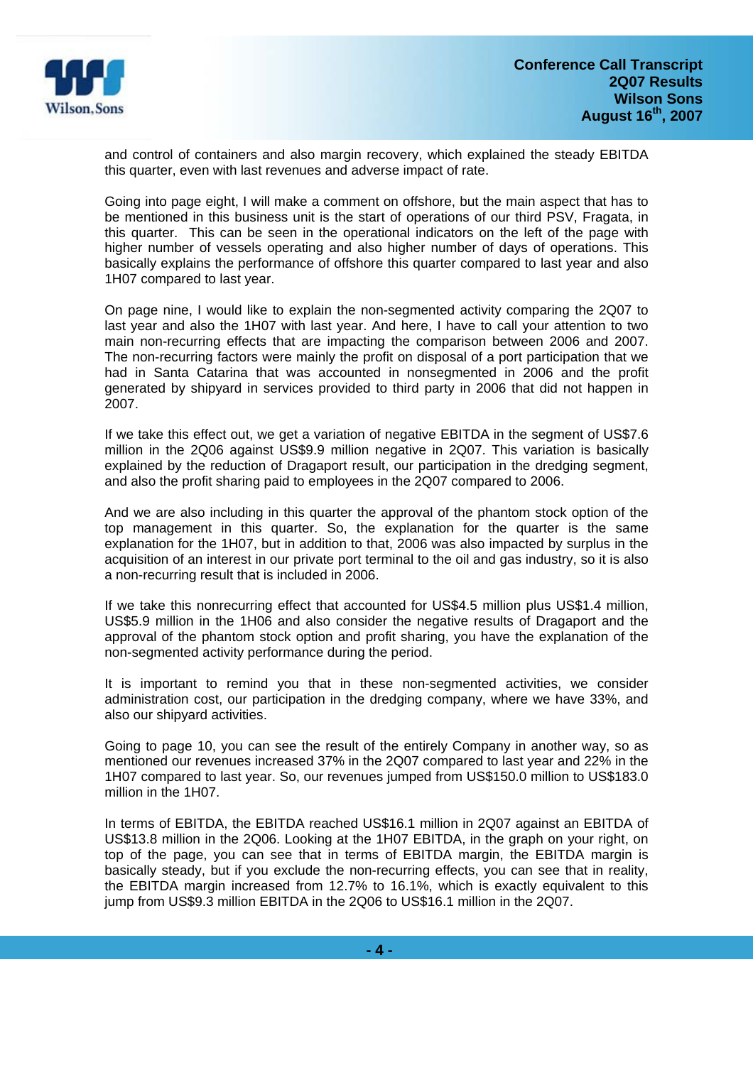and control of containers and also margin recovery, which explained the steady EBITDA this quarter, even with last revenues and adverse impact of rate.

Going into page eight, I will make a comment on offshore, but the main aspect that has to be mentioned in this business unit is the start of operations of our third PSV, Fragata, in this quarter. This can be seen in the operational indicators on the left of the page with higher number of vessels operating and also higher number of days of operations. This basically explains the performance of offshore this quarter compared to last year and also 1H07 compared to last year.

On page nine, I would like to explain the non-segmented activity comparing the 2Q07 to last year and also the 1H07 with last year. And here, I have to call your attention to two main non-recurring effects that are impacting the comparison between 2006 and 2007. The non-recurring factors were mainly the profit on disposal of a port participation that we had in Santa Catarina that was accounted in nonsegmented in 2006 and the profit generated by shipyard in services provided to third party in 2006 that did not happen in 2007.

If we take this effect out, we get a variation of negative EBITDA in the segment of US$7.6 million in the 2Q06 against US$9.9 million negative in 2Q07. This variation is basically explained by the reduction of Dragaport result, our participation in the dredging segment, and also the profit sharing paid to employees in the 2Q07 compared to 2006.

And we are also including in this quarter the approval of the phantom stock option of the top management in this quarter. So, the explanation for the quarter is the same explanation for the 1H07, but in addition to that, 2006 was also impacted by surplus in the acquisition of an interest in our private port terminal to the oil and gas industry, so it is also a non-recurring result that is included in 2006.

If we take this nonrecurring effect that accounted for US$4.5 million plus US$1.4 million, US$5.9 million in the 1H06 and also consider the negative results of Dragaport and the approval of the phantom stock option and profit sharing, you have the explanation of the non-segmented activity performance during the period.

It is important to remind you that in these non-segmented activities, we consider administration cost, our participation in the dredging company, where we have 33%, and also our shipyard activities.

Going to page 10, you can see the result of the entirely Company in another way, so as mentioned our revenues increased 37% in the 2Q07 compared to last year and 22% in the 1H07 compared to last year. So, our revenues jumped from US$150.0 million to US$183.0 million in the 1H07.

In terms of EBITDA, the EBITDA reached US$16.1 million in 2Q07 against an EBITDA of US$13.8 million in the 2Q06. Looking at the 1H07 EBITDA, in the graph on your right, on top of the page, you can see that in terms of EBITDA margin, the EBITDA margin is basically steady, but if you exclude the non-recurring effects, you can see that in reality, the EBITDA margin increased from 12.7% to 16.1%, which is exactly equivalent to this jump from US$9.3 million EBITDA in the 2Q06 to US$16.1 million in the 2Q07.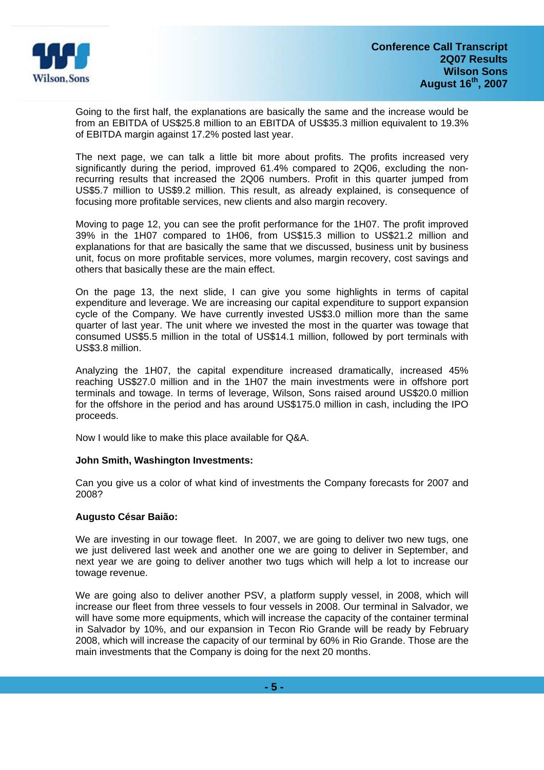Going to the first half, the explanations are basically the same and the increase would be from an EBITDA of US$25.8 million to an EBITDA of US$35.3 million equivalent to 19.3% of EBITDA margin against 17.2% posted last year.

The next page, we can talk a little bit more about profits. The profits increased very significantly during the period, improved 61.4% compared to 2Q06, excluding the non-recurring results that increased the 2Q06 numbers. Profit in this quarter jumped from US$5.7 million to US$9.2 million. This result, as already explained, is consequence of focusing more profitable services, new clients and also margin recovery.

Moving to page 12, you can see the profit performance for the 1H07. The profit improved 39% in the 1H07 compared to 1H06, from US$15.3 million to US$21.2 million and explanations for that are basically the same that we discussed, business unit by business unit, focus on more profitable services, more volumes, margin recovery, cost savings and others that basically these are the main effect.

On the page 13, the next slide, I can give you some highlights in terms of capital expenditure and leverage. We are increasing our capital expenditure to support expansion cycle of the Company. We have currently invested US$3.0 million more than the same quarter of last year. The unit where we invested the most in the quarter was towage that consumed US$5.5 million in the total of US$14.1 million, followed by port terminals with US$3.8 million.

Analyzing the 1H07, the capital expenditure increased dramatically, increased 45% reaching US$27.0 million and in the 1H07 the main investments were in offshore port terminals and towage. In terms of leverage, Wilson, Sons raised around US$20.0 million for the offshore in the period and has around US$175.0 million in cash, including the IPO proceeds.

Now I would like to make this place available for Q&A.

**John Smith, Washington Investments:**

Can you give us a color of what kind of investments the Company forecasts for 2007 and 2008?

**Augusto César Baião:**

We are investing in our towage fleet. In 2007, we are going to deliver two new tugs, one we just delivered last week and another one we are going to deliver in September, and next year we are going to deliver another two tugs which will help a lot to increase our towage revenue.

We are going also to deliver another PSV, a platform supply vessel, in 2008, which will increase our fleet from three vessels to four vessels in 2008. Our terminal in Salvador, we will have some more equipments, which will increase the capacity of the container terminal in Salvador by 10%, and our expansion in Tecon Rio Grande will be ready by February 2008, which will increase the capacity of our terminal by 60% in Rio Grande. Those are the main investments that the Company is doing for the next 20 months.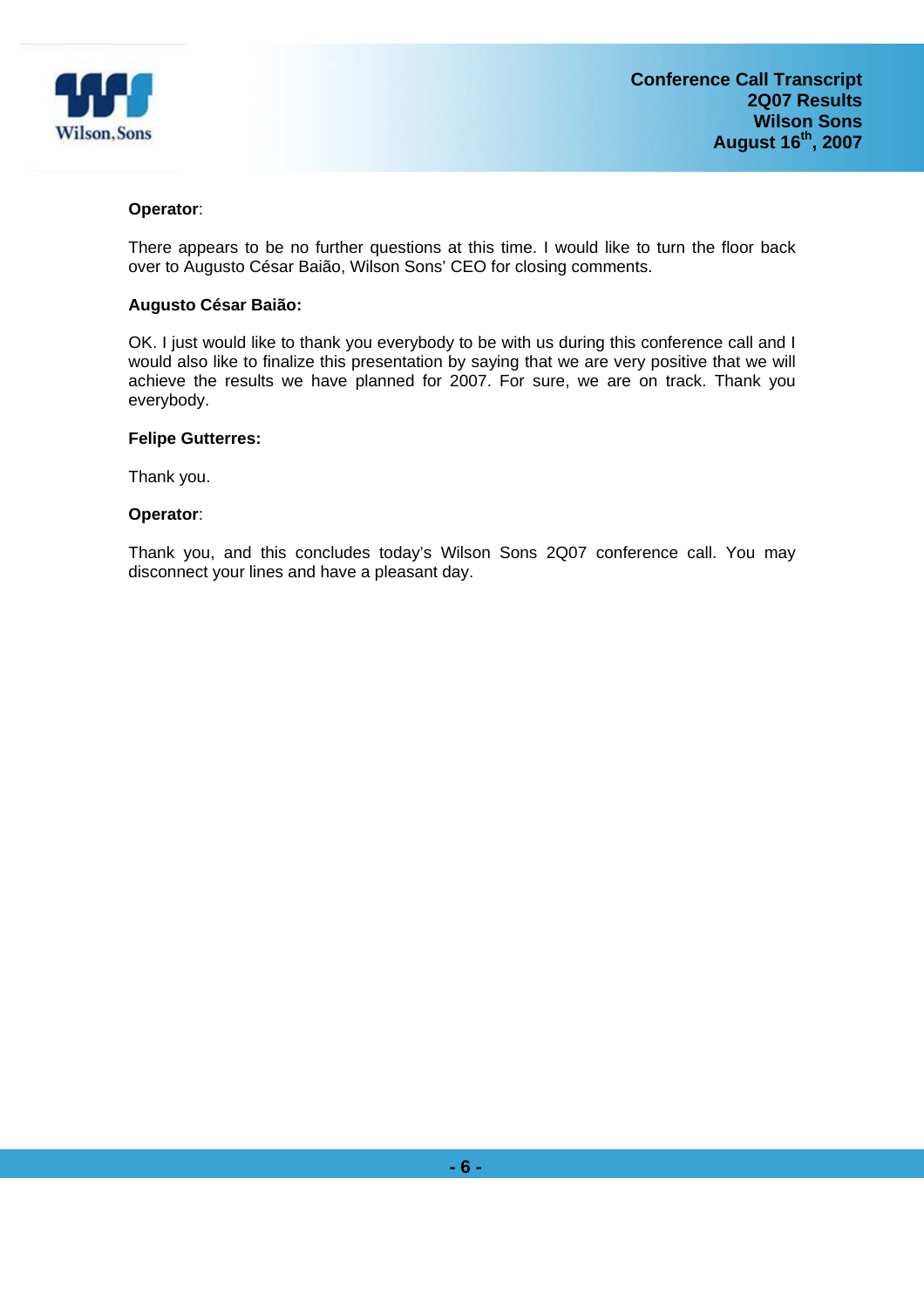**Operator**:

There appears to be no further questions at this time. I would like to turn the floor back over to Augusto César Baião, Wilson Sons' CEO for closing comments.

**Augusto César Baião:**

OK. I just would like to thank you everybody to be with us during this conference call and I would also like to finalize this presentation by saying that we are very positive that we will achieve the results we have planned for 2007. For sure, we are on track. Thank you everybody.

**Felipe Gutterres:**

Thank you.

**Operator**:

Thank you, and this concludes today's Wilson Sons 2Q07 conference call. You may disconnect your lines and have a pleasant day.